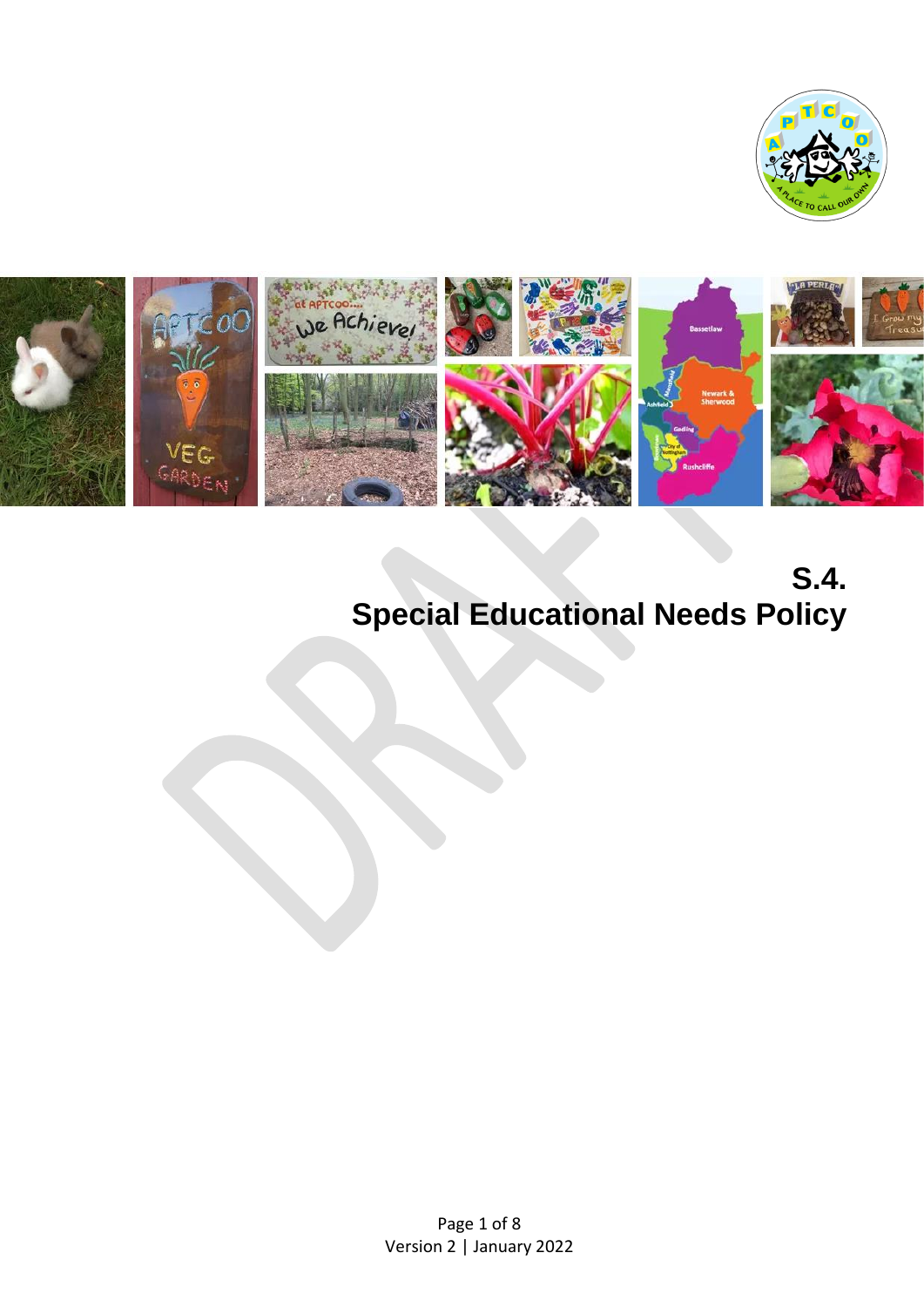# S.4.
# Special Educational Needs Policy

Version 2 | January 2022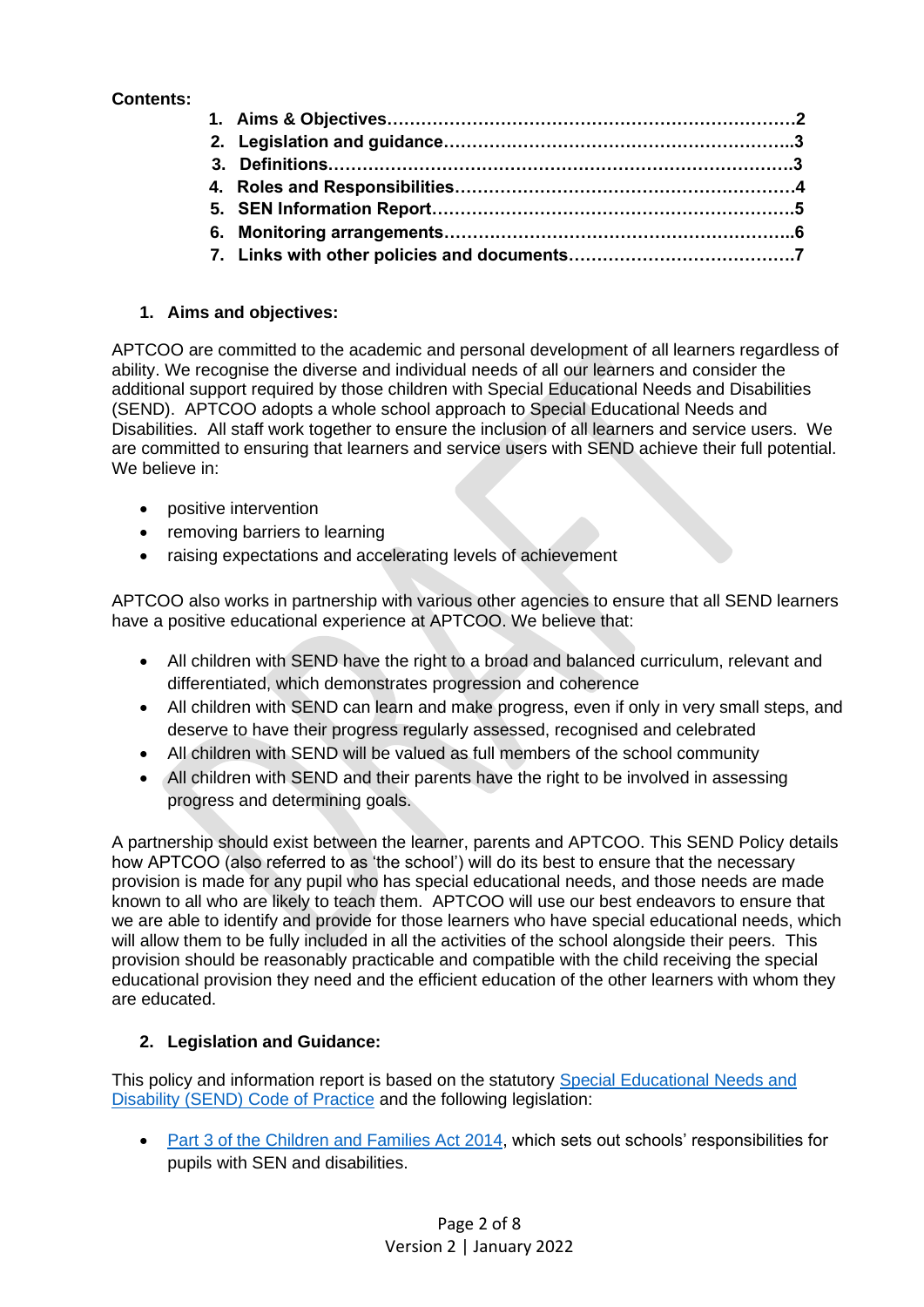**Contents:**

1. Aims & Objectives……………………………………………………………2
2. Legislation and guidance…………………………………………………..3
3. Definitions………………………………………………………………………3
4. Roles and Responsibilities…………………………………………………4
5. SEN Information Report……………………………………………………..5
6. Monitoring arrangements…………………………………………………..6
7. Links with other policies and documents…………………………………7

## 1. Aims and objectives:

APTCOO are committed to the academic and personal development of all learners regardless of ability. We recognise the diverse and individual needs of all our learners and consider the additional support required by those children with Special Educational Needs and Disabilities (SEND). APTCOO adopts a whole school approach to Special Educational Needs and Disabilities. All staff work together to ensure the inclusion of all learners and service users. We are committed to ensuring that learners and service users with SEND achieve their full potential. We believe in:

- positive intervention
- removing barriers to learning
- raising expectations and accelerating levels of achievement

APTCOO also works in partnership with various other agencies to ensure that all SEND learners have a positive educational experience at APTCOO. We believe that:

- All children with SEND have the right to a broad and balanced curriculum, relevant and differentiated, which demonstrates progression and coherence
- All children with SEND can learn and make progress, even if only in very small steps, and deserve to have their progress regularly assessed, recognised and celebrated
- All children with SEND will be valued as full members of the school community
- All children with SEND and their parents have the right to be involved in assessing progress and determining goals.

A partnership should exist between the learner, parents and APTCOO. This SEND Policy details how APTCOO (also referred to as 'the school') will do its best to ensure that the necessary provision is made for any pupil who has special educational needs, and those needs are made known to all who are likely to teach them. APTCOO will use our best endeavors to ensure that we are able to identify and provide for those learners who have special educational needs, which will allow them to be fully included in all the activities of the school alongside their peers. This provision should be reasonably practicable and compatible with the child receiving the special educational provision they need and the efficient education of the other learners with whom they are educated.

## 2. Legislation and Guidance:

This policy and information report is based on the statutory Special Educational Needs and Disability (SEND) Code of Practice and the following legislation:

- Part 3 of the Children and Families Act 2014, which sets out schools' responsibilities for pupils with SEN and disabilities.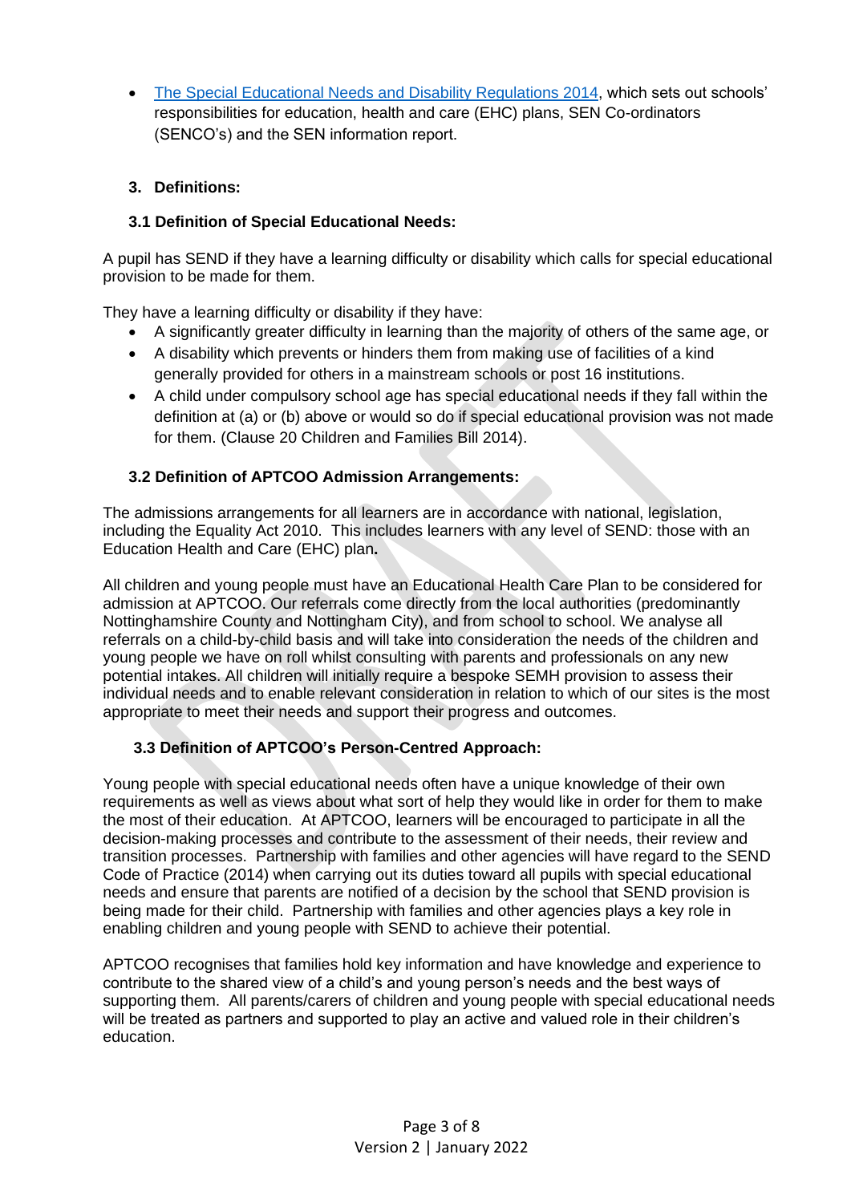- [The Special Educational Needs and Disability Regulations 2014](), which sets out schools' responsibilities for education, health and care (EHC) plans, SEN Co-ordinators (SENCO's) and the SEN information report.

## 3. Definitions:

### 3.1 Definition of Special Educational Needs:

A pupil has SEND if they have a learning difficulty or disability which calls for special educational provision to be made for them.

They have a learning difficulty or disability if they have:

- A significantly greater difficulty in learning than the majority of others of the same age, or
- A disability which prevents or hinders them from making use of facilities of a kind generally provided for others in a mainstream schools or post 16 institutions.
- A child under compulsory school age has special educational needs if they fall within the definition at (a) or (b) above or would so do if special educational provision was not made for them. (Clause 20 Children and Families Bill 2014).

### 3.2 Definition of APTCOO Admission Arrangements:

The admissions arrangements for all learners are in accordance with national, legislation, including the Equality Act 2010. This includes learners with any level of SEND: those with an Education Health and Care (EHC) plan**.**

All children and young people must have an Educational Health Care Plan to be considered for admission at APTCOO. Our referrals come directly from the local authorities (predominantly Nottinghamshire County and Nottingham City), and from school to school. We analyse all referrals on a child-by-child basis and will take into consideration the needs of the children and young people we have on roll whilst consulting with parents and professionals on any new potential intakes. All children will initially require a bespoke SEMH provision to assess their individual needs and to enable relevant consideration in relation to which of our sites is the most appropriate to meet their needs and support their progress and outcomes.

### 3.3 Definition of APTCOO's Person-Centred Approach:

Young people with special educational needs often have a unique knowledge of their own requirements as well as views about what sort of help they would like in order for them to make the most of their education. At APTCOO, learners will be encouraged to participate in all the decision-making processes and contribute to the assessment of their needs, their review and transition processes. Partnership with families and other agencies will have regard to the SEND Code of Practice (2014) when carrying out its duties toward all pupils with special educational needs and ensure that parents are notified of a decision by the school that SEND provision is being made for their child. Partnership with families and other agencies plays a key role in enabling children and young people with SEND to achieve their potential.

APTCOO recognises that families hold key information and have knowledge and experience to contribute to the shared view of a child's and young person's needs and the best ways of supporting them. All parents/carers of children and young people with special educational needs will be treated as partners and supported to play an active and valued role in their children's education.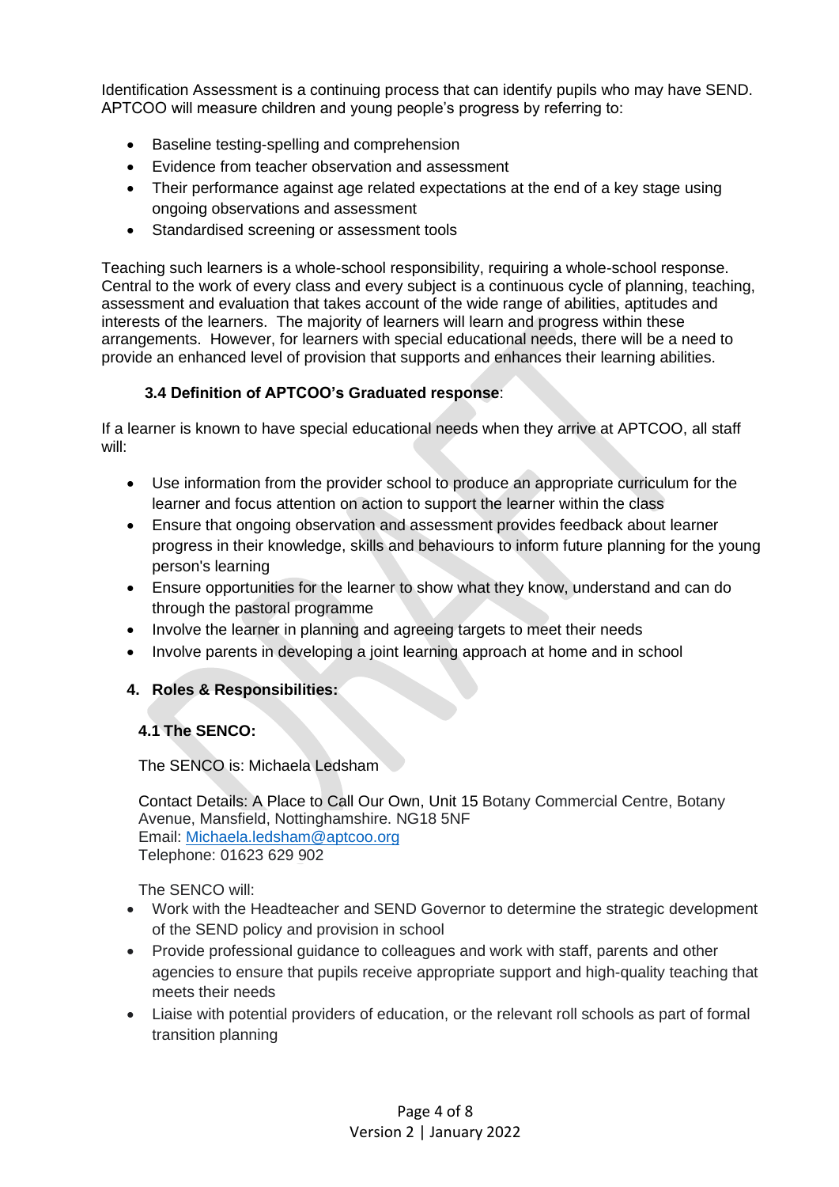Identification Assessment is a continuing process that can identify pupils who may have SEND. APTCOO will measure children and young people's progress by referring to:

- Baseline testing-spelling and comprehension
- Evidence from teacher observation and assessment
- Their performance against age related expectations at the end of a key stage using ongoing observations and assessment
- Standardised screening or assessment tools

Teaching such learners is a whole-school responsibility, requiring a whole-school response. Central to the work of every class and every subject is a continuous cycle of planning, teaching, assessment and evaluation that takes account of the wide range of abilities, aptitudes and interests of the learners. The majority of learners will learn and progress within these arrangements. However, for learners with special educational needs, there will be a need to provide an enhanced level of provision that supports and enhances their learning abilities.

### 3.4 Definition of APTCOO's Graduated response:

If a learner is known to have special educational needs when they arrive at APTCOO, all staff will:

- Use information from the provider school to produce an appropriate curriculum for the learner and focus attention on action to support the learner within the class
- Ensure that ongoing observation and assessment provides feedback about learner progress in their knowledge, skills and behaviours to inform future planning for the young person's learning
- Ensure opportunities for the learner to show what they know, understand and can do through the pastoral programme
- Involve the learner in planning and agreeing targets to meet their needs
- Involve parents in developing a joint learning approach at home and in school

## 4. Roles & Responsibilities:

### 4.1 The SENCO:

The SENCO is: Michaela Ledsham

Contact Details: A Place to Call Our Own, Unit 15 Botany Commercial Centre, Botany Avenue, Mansfield, Nottinghamshire. NG18 5NF
Email: Michaela.ledsham@aptcoo.org
Telephone: 01623 629 902

The SENCO will:

- Work with the Headteacher and SEND Governor to determine the strategic development of the SEND policy and provision in school
- Provide professional guidance to colleagues and work with staff, parents and other agencies to ensure that pupils receive appropriate support and high-quality teaching that meets their needs
- Liaise with potential providers of education, or the relevant roll schools as part of formal transition planning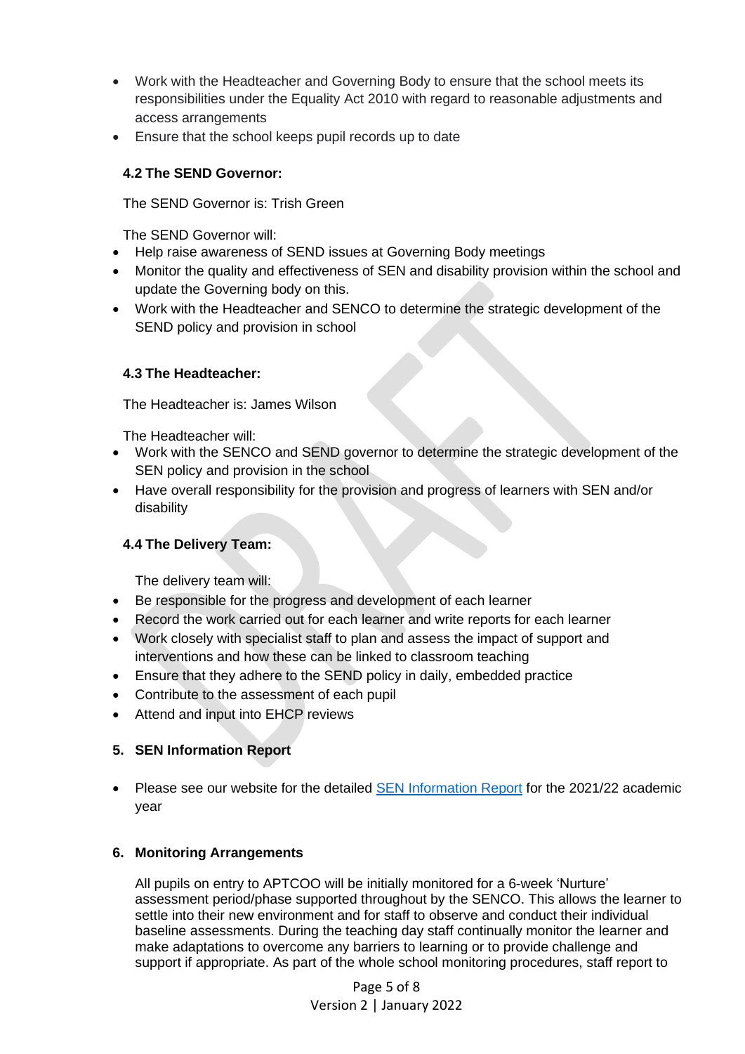- Work with the Headteacher and Governing Body to ensure that the school meets its responsibilities under the Equality Act 2010 with regard to reasonable adjustments and access arrangements
- Ensure that the school keeps pupil records up to date

### 4.2 The SEND Governor:

The SEND Governor is: Trish Green

The SEND Governor will:

- Help raise awareness of SEND issues at Governing Body meetings
- Monitor the quality and effectiveness of SEN and disability provision within the school and update the Governing body on this.
- Work with the Headteacher and SENCO to determine the strategic development of the SEND policy and provision in school

### 4.3 The Headteacher:

The Headteacher is: James Wilson

The Headteacher will:

- Work with the SENCO and SEND governor to determine the strategic development of the SEN policy and provision in the school
- Have overall responsibility for the provision and progress of learners with SEN and/or disability

### 4.4 The Delivery Team:

The delivery team will:

- Be responsible for the progress and development of each learner
- Record the work carried out for each learner and write reports for each learner
- Work closely with specialist staff to plan and assess the impact of support and interventions and how these can be linked to classroom teaching
- Ensure that they adhere to the SEND policy in daily, embedded practice
- Contribute to the assessment of each pupil
- Attend and input into EHCP reviews

## 5. SEN Information Report

- Please see our website for the detailed SEN Information Report for the 2021/22 academic year

## 6. Monitoring Arrangements

All pupils on entry to APTCOO will be initially monitored for a 6-week 'Nurture' assessment period/phase supported throughout by the SENCO. This allows the learner to settle into their new environment and for staff to observe and conduct their individual baseline assessments. During the teaching day staff continually monitor the learner and make adaptations to overcome any barriers to learning or to provide challenge and support if appropriate. As part of the whole school monitoring procedures, staff report to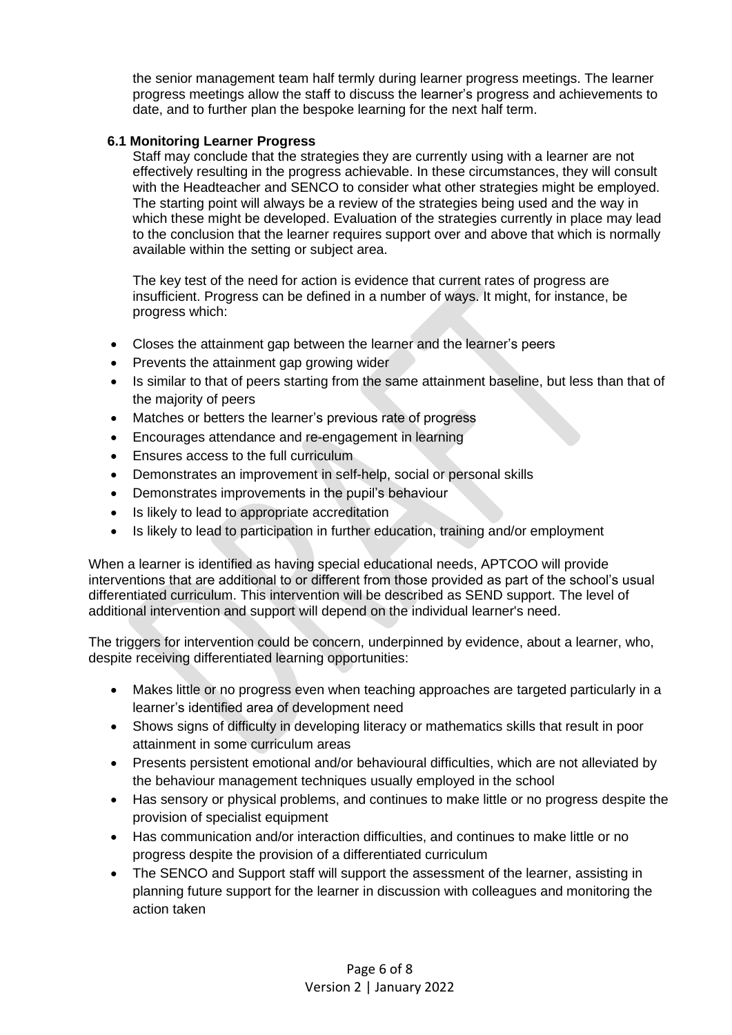the senior management team half termly during learner progress meetings. The learner progress meetings allow the staff to discuss the learner's progress and achievements to date, and to further plan the bespoke learning for the next half term.

### 6.1 Monitoring Learner Progress

Staff may conclude that the strategies they are currently using with a learner are not effectively resulting in the progress achievable. In these circumstances, they will consult with the Headteacher and SENCO to consider what other strategies might be employed. The starting point will always be a review of the strategies being used and the way in which these might be developed. Evaluation of the strategies currently in place may lead to the conclusion that the learner requires support over and above that which is normally available within the setting or subject area.

The key test of the need for action is evidence that current rates of progress are insufficient. Progress can be defined in a number of ways. It might, for instance, be progress which:

- Closes the attainment gap between the learner and the learner's peers
- Prevents the attainment gap growing wider
- Is similar to that of peers starting from the same attainment baseline, but less than that of the majority of peers
- Matches or betters the learner's previous rate of progress
- Encourages attendance and re-engagement in learning
- Ensures access to the full curriculum
- Demonstrates an improvement in self-help, social or personal skills
- Demonstrates improvements in the pupil's behaviour
- Is likely to lead to appropriate accreditation
- Is likely to lead to participation in further education, training and/or employment

When a learner is identified as having special educational needs, APTCOO will provide interventions that are additional to or different from those provided as part of the school's usual differentiated curriculum. This intervention will be described as SEND support. The level of additional intervention and support will depend on the individual learner's need.

The triggers for intervention could be concern, underpinned by evidence, about a learner, who, despite receiving differentiated learning opportunities:

- Makes little or no progress even when teaching approaches are targeted particularly in a learner's identified area of development need
- Shows signs of difficulty in developing literacy or mathematics skills that result in poor attainment in some curriculum areas
- Presents persistent emotional and/or behavioural difficulties, which are not alleviated by the behaviour management techniques usually employed in the school
- Has sensory or physical problems, and continues to make little or no progress despite the provision of specialist equipment
- Has communication and/or interaction difficulties, and continues to make little or no progress despite the provision of a differentiated curriculum
- The SENCO and Support staff will support the assessment of the learner, assisting in planning future support for the learner in discussion with colleagues and monitoring the action taken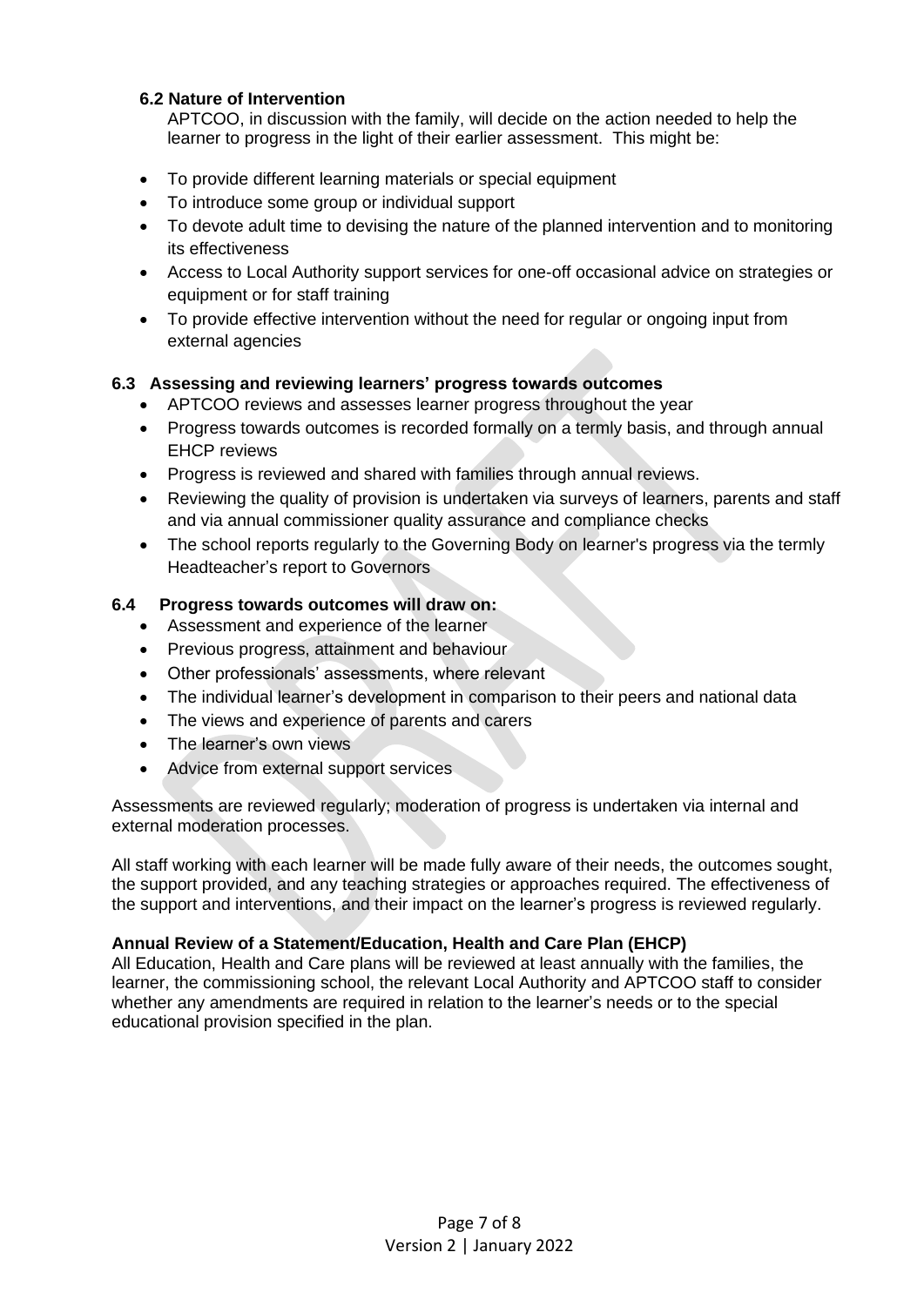### 6.2 Nature of Intervention

APTCOO, in discussion with the family, will decide on the action needed to help the learner to progress in the light of their earlier assessment. This might be:

- To provide different learning materials or special equipment
- To introduce some group or individual support
- To devote adult time to devising the nature of the planned intervention and to monitoring its effectiveness
- Access to Local Authority support services for one-off occasional advice on strategies or equipment or for staff training
- To provide effective intervention without the need for regular or ongoing input from external agencies

### 6.3 Assessing and reviewing learners' progress towards outcomes

- APTCOO reviews and assesses learner progress throughout the year
- Progress towards outcomes is recorded formally on a termly basis, and through annual EHCP reviews
- Progress is reviewed and shared with families through annual reviews.
- Reviewing the quality of provision is undertaken via surveys of learners, parents and staff and via annual commissioner quality assurance and compliance checks
- The school reports regularly to the Governing Body on learner's progress via the termly Headteacher's report to Governors

### 6.4 Progress towards outcomes will draw on:

- Assessment and experience of the learner
- Previous progress, attainment and behaviour
- Other professionals' assessments, where relevant
- The individual learner's development in comparison to their peers and national data
- The views and experience of parents and carers
- The learner's own views
- Advice from external support services

Assessments are reviewed regularly; moderation of progress is undertaken via internal and external moderation processes.

All staff working with each learner will be made fully aware of their needs, the outcomes sought, the support provided, and any teaching strategies or approaches required. The effectiveness of the support and interventions, and their impact on the learner's progress is reviewed regularly.

**Annual Review of a Statement/Education, Health and Care Plan (EHCP)**

All Education, Health and Care plans will be reviewed at least annually with the families, the learner, the commissioning school, the relevant Local Authority and APTCOO staff to consider whether any amendments are required in relation to the learner's needs or to the special educational provision specified in the plan.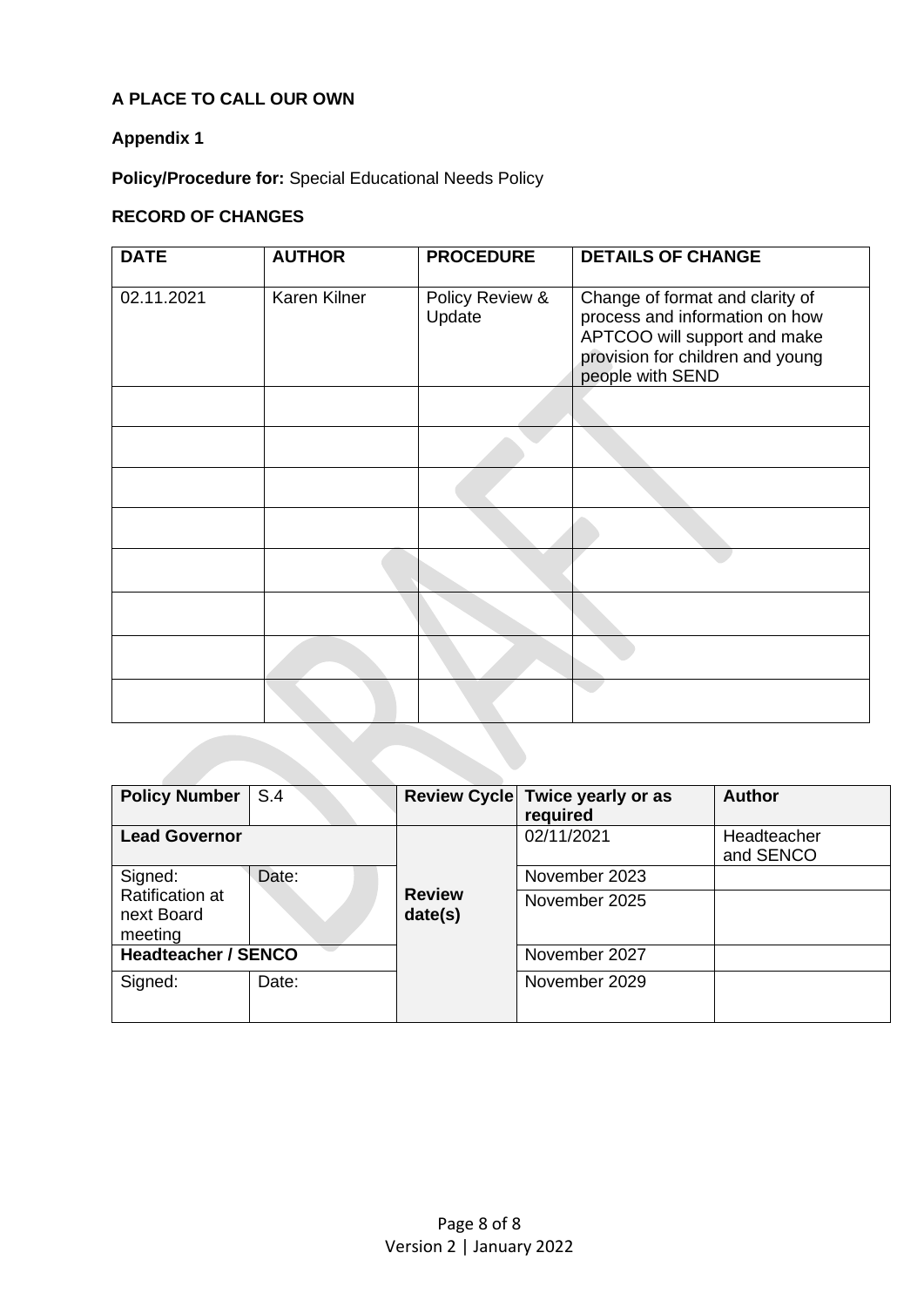**A PLACE TO CALL OUR OWN**

**Appendix 1**

**Policy/Procedure for:** Special Educational Needs Policy

**RECORD OF CHANGES**

| DATE | AUTHOR | PROCEDURE | DETAILS OF CHANGE |
|---|---|---|---|
| 02.11.2021 | Karen Kilner | Policy Review & Update | Change of format and clarity of process and information on how APTCOO will support and make provision for children and young people with SEND |
| | | | |
| | | | |
| | | | |
| | | | |
| | | | |
| | | | |
| | | | |
| | | | |

| **Policy Number** | S.4 | **Review Cycle** | **Twice yearly or as required** | **Author** |
|---|---|---|---|---|
| **Lead Governor** | | **Review date(s)** | 02/11/2021 | Headteacher and SENCO |
| Signed: Ratification at next Board meeting | Date: | | November 2023 | |
| | | | November 2025 | |
| **Headteacher / SENCO** | | | November 2027 | |
| Signed: | Date: | | November 2029 | |

DRAFT